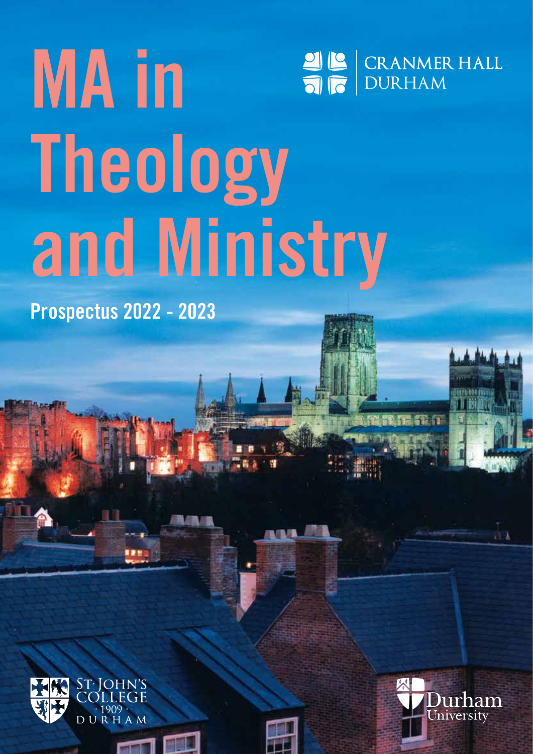# MA in Theology and Ministry

CRANMER HALL
DURHAM

**Prospectus 2022 - 2023**

ST·JOHN'S COLLEGE
· 1909 ·
DURHAM

Durham University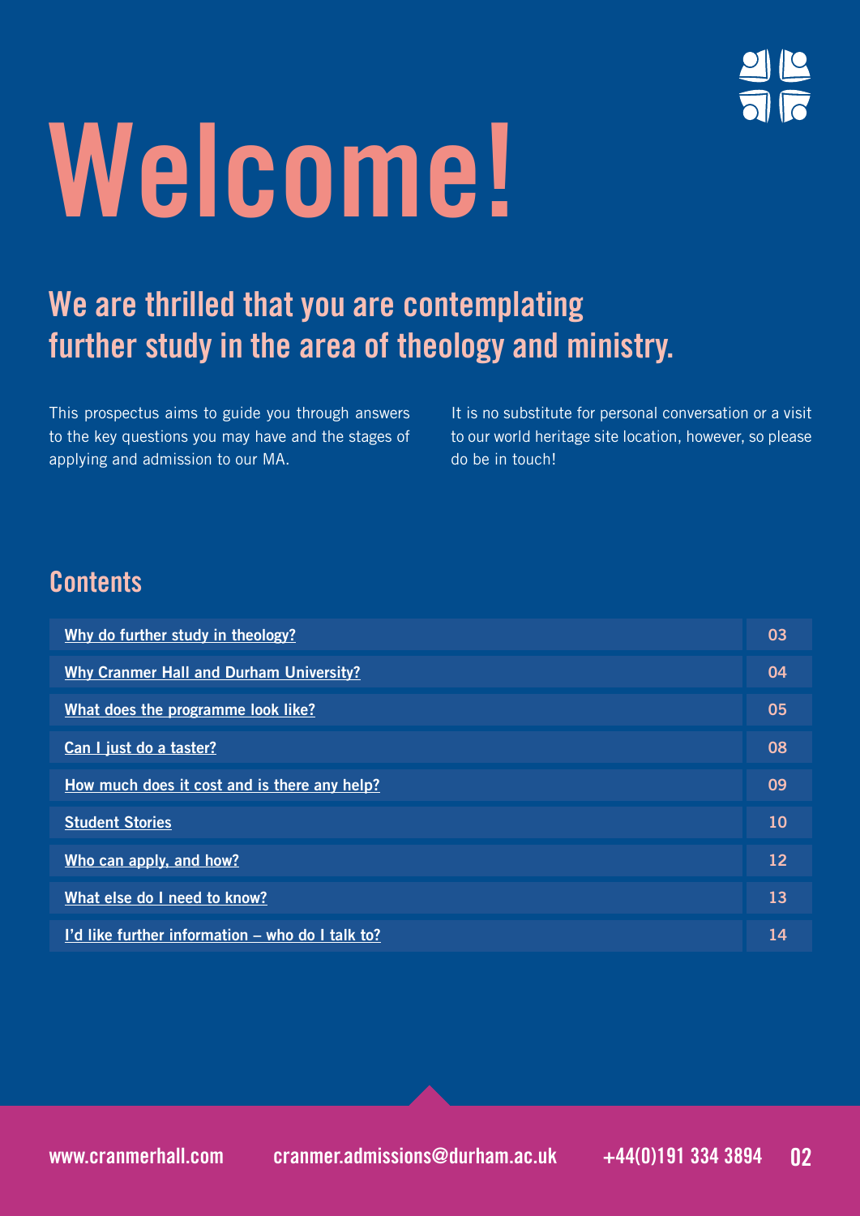# Welcome!

## We are thrilled that you are contemplating further study in the area of theology and ministry.

This prospectus aims to guide you through answers to the key questions you may have and the stages of applying and admission to our MA.

It is no substitute for personal conversation or a visit to our world heritage site location, however, so please do be in touch!

## Contents

| | |
|---|---|
| Why do further study in theology? | 03 |
| Why Cranmer Hall and Durham University? | 04 |
| What does the programme look like? | 05 |
| Can I just do a taster? | 08 |
| How much does it cost and is there any help? | 09 |
| Student Stories | 10 |
| Who can apply, and how? | 12 |
| What else do I need to know? | 13 |
| I'd like further information – who do I talk to? | 14 |

www.cranmerhall.com cranmer.admissions@durham.ac.uk +44(0)191 334 3894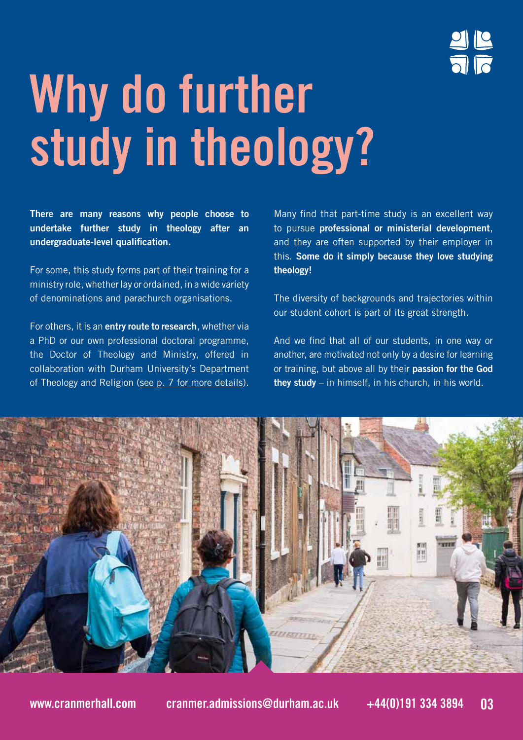# Why do further study in theology?

**There are many reasons why people choose to undertake further study in theology after an undergraduate-level qualification.**

For some, this study forms part of their training for a ministry role, whether lay or ordained, in a wide variety of denominations and parachurch organisations.

For others, it is an **entry route to research**, whether via a PhD or our own professional doctoral programme, the Doctor of Theology and Ministry, offered in collaboration with Durham University's Department of Theology and Religion (see p. 7 for more details).

Many find that part-time study is an excellent way to pursue **professional or ministerial development**, and they are often supported by their employer in this. **Some do it simply because they love studying theology!**

The diversity of backgrounds and trajectories within our student cohort is part of its great strength.

And we find that all of our students, in one way or another, are motivated not only by a desire for learning or training, but above all by their **passion for the God they study** – in himself, in his church, in his world.

www.cranmerhall.com cranmer.admissions@durham.ac.uk +44(0)191 334 3894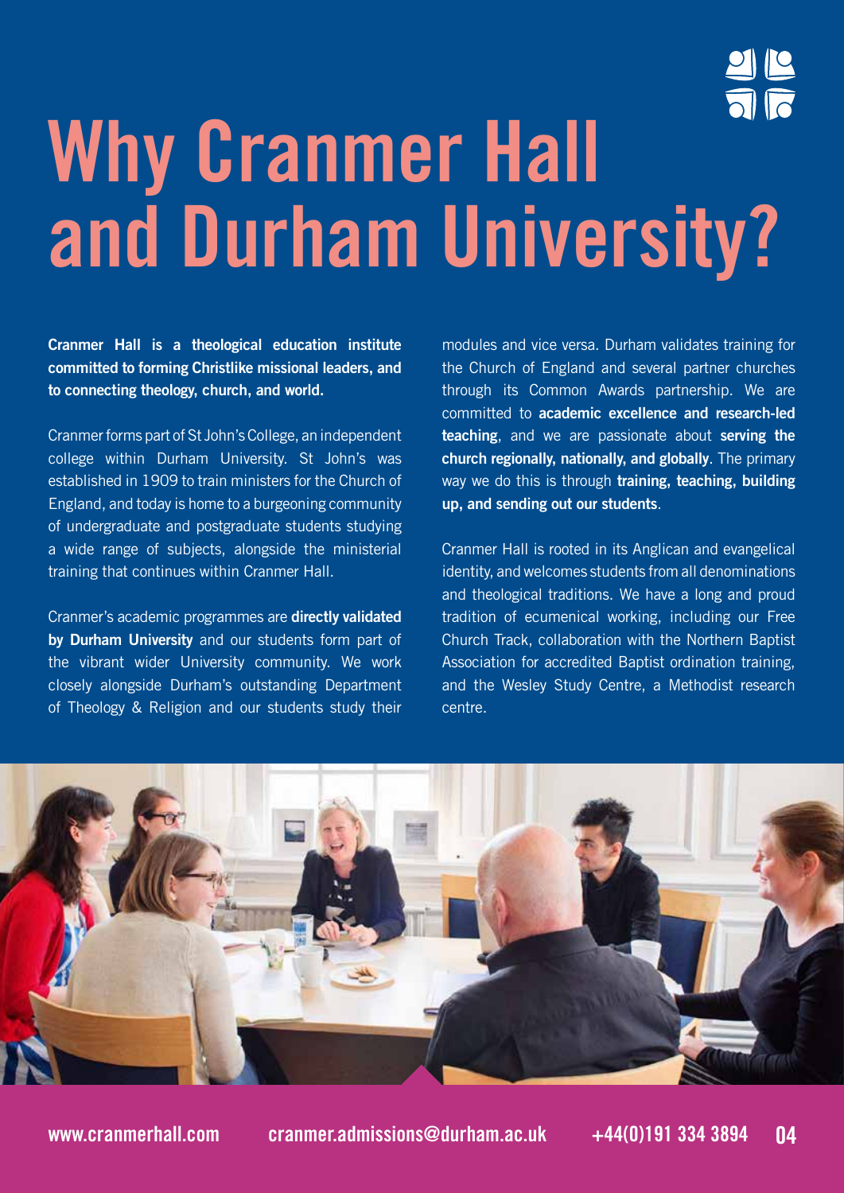# Why Cranmer Hall and Durham University?

**Cranmer Hall is a theological education institute committed to forming Christlike missional leaders, and to connecting theology, church, and world.**

Cranmer forms part of St John's College, an independent college within Durham University. St John's was established in 1909 to train ministers for the Church of England, and today is home to a burgeoning community of undergraduate and postgraduate students studying a wide range of subjects, alongside the ministerial training that continues within Cranmer Hall.

Cranmer's academic programmes are **directly validated by Durham University** and our students form part of the vibrant wider University community. We work closely alongside Durham's outstanding Department of Theology & Religion and our students study their modules and vice versa. Durham validates training for the Church of England and several partner churches through its Common Awards partnership. We are committed to **academic excellence and research-led teaching**, and we are passionate about **serving the church regionally, nationally, and globally**. The primary way we do this is through **training, teaching, building up, and sending out our students**.

Cranmer Hall is rooted in its Anglican and evangelical identity, and welcomes students from all denominations and theological traditions. We have a long and proud tradition of ecumenical working, including our Free Church Track, collaboration with the Northern Baptist Association for accredited Baptist ordination training, and the Wesley Study Centre, a Methodist research centre.

www.cranmerhall.com cranmer.admissions@durham.ac.uk +44(0)191 334 3894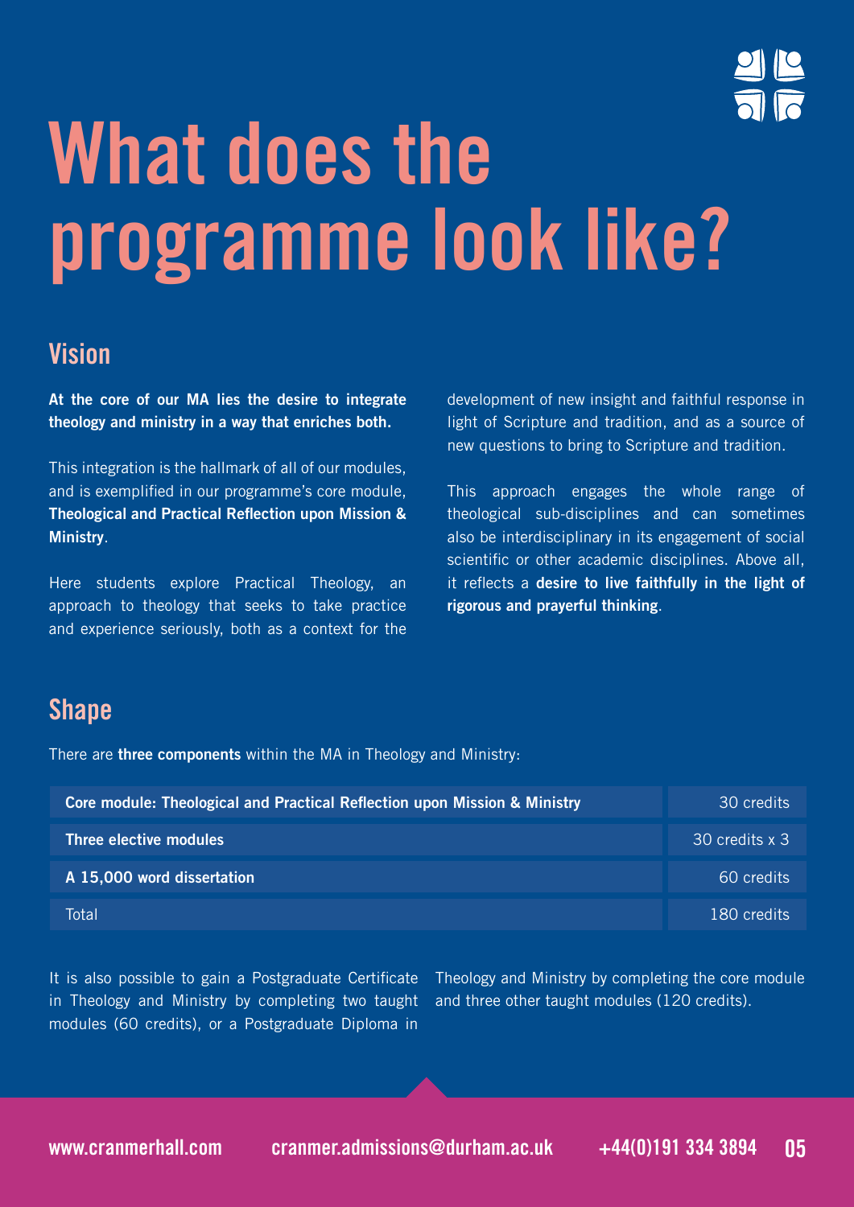# What does the programme look like?

## Vision

**At the core of our MA lies the desire to integrate theology and ministry in a way that enriches both.**

This integration is the hallmark of all of our modules, and is exemplified in our programme's core module, **Theological and Practical Reflection upon Mission & Ministry**.

Here students explore Practical Theology, an approach to theology that seeks to take practice and experience seriously, both as a context for the development of new insight and faithful response in light of Scripture and tradition, and as a source of new questions to bring to Scripture and tradition.

This approach engages the whole range of theological sub-disciplines and can sometimes also be interdisciplinary in its engagement of social scientific or other academic disciplines. Above all, it reflects a **desire to live faithfully in the light of rigorous and prayerful thinking**.

## Shape

There are **three components** within the MA in Theology and Ministry:

| Component | Credits |
| --- | --- |
| **Core module: Theological and Practical Reflection upon Mission & Ministry** | 30 credits |
| **Three elective modules** | 30 credits x 3 |
| **A 15,000 word dissertation** | 60 credits |
| Total | 180 credits |

It is also possible to gain a Postgraduate Certificate in Theology and Ministry by completing two taught modules (60 credits), or a Postgraduate Diploma in Theology and Ministry by completing the core module and three other taught modules (120 credits).

www.cranmerhall.com cranmer.admissions@durham.ac.uk +44(0)191 334 3894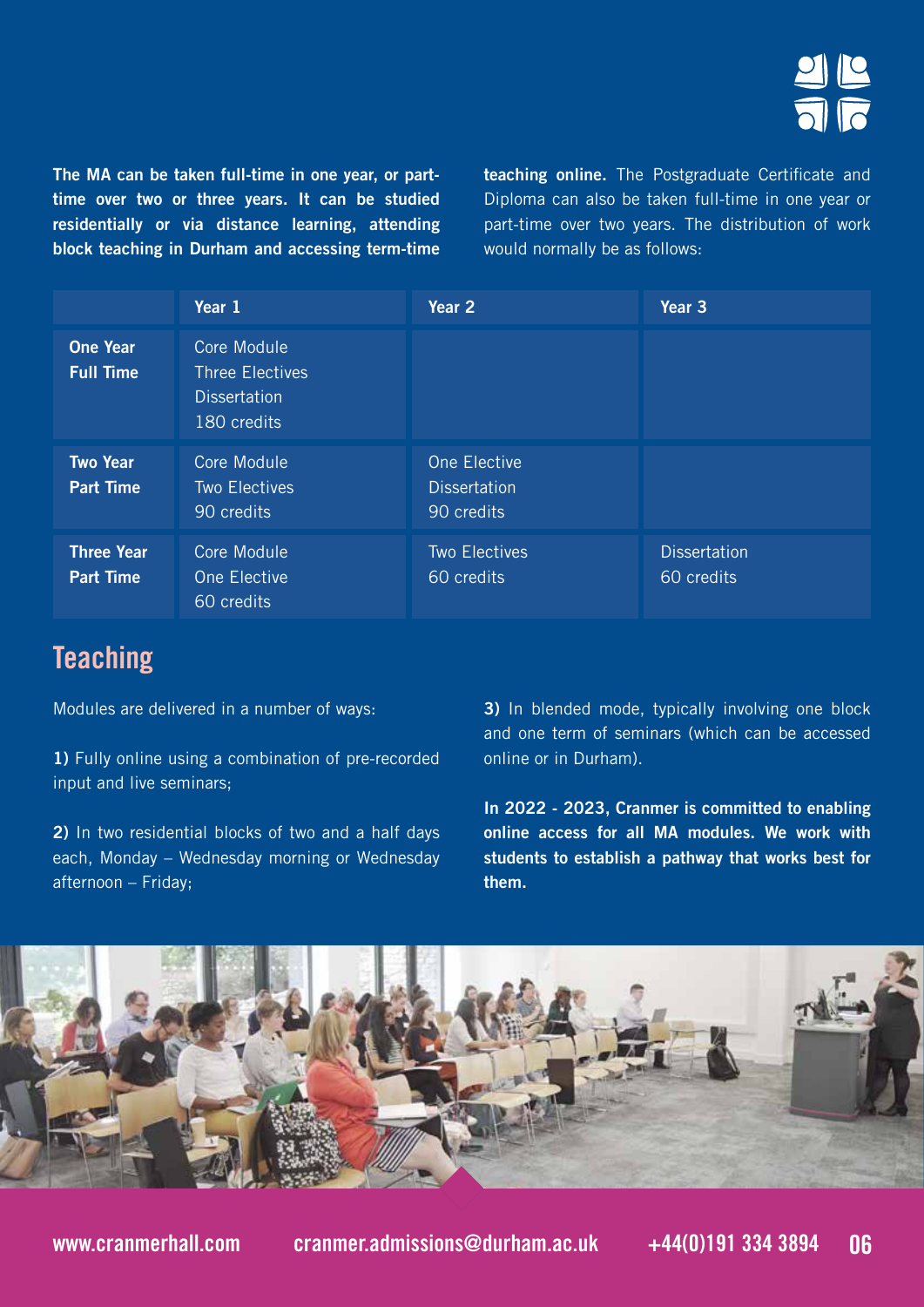**The MA can be taken full-time in one year, or part-time over two or three years. It can be studied residentially or via distance learning, attending block teaching in Durham and accessing term-time teaching online.** The Postgraduate Certificate and Diploma can also be taken full-time in one year or part-time over two years. The distribution of work would normally be as follows:

| | Year 1 | Year 2 | Year 3 |
|---|---|---|---|
| **One Year Full Time** | Core Module<br>Three Electives<br>Dissertation<br>180 credits | | |
| **Two Year Part Time** | Core Module<br>Two Electives<br>90 credits | One Elective<br>Dissertation<br>90 credits | |
| **Three Year Part Time** | Core Module<br>One Elective<br>60 credits | Two Electives<br>60 credits | Dissertation<br>60 credits |

## Teaching

Modules are delivered in a number of ways:

**1)** Fully online using a combination of pre-recorded input and live seminars;

**2)** In two residential blocks of two and a half days each, Monday – Wednesday morning or Wednesday afternoon – Friday;

**3)** In blended mode, typically involving one block and one term of seminars (which can be accessed online or in Durham).

**In 2022 - 2023, Cranmer is committed to enabling online access for all MA modules. We work with students to establish a pathway that works best for them.**

www.cranmerhall.com cranmer.admissions@durham.ac.uk +44(0)191 334 3894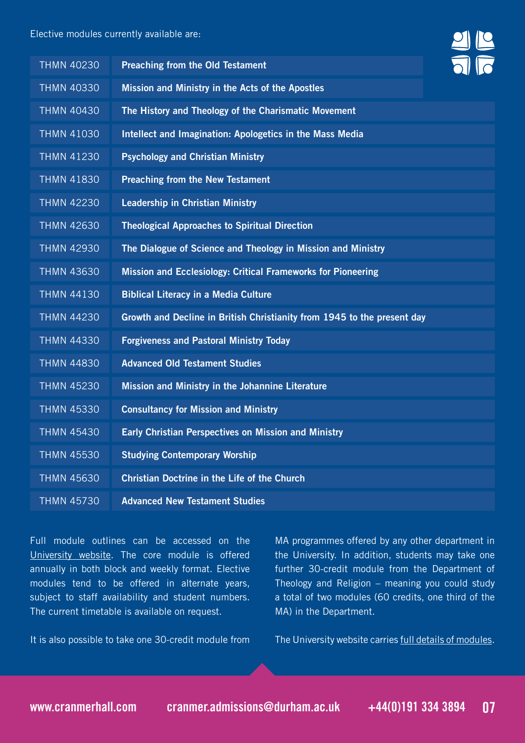Elective modules currently available are:

| Code | Module |
| --- | --- |
| THMN 40230 | **Preaching from the Old Testament** |
| THMN 40330 | **Mission and Ministry in the Acts of the Apostles** |
| THMN 40430 | **The History and Theology of the Charismatic Movement** |
| THMN 41030 | **Intellect and Imagination: Apologetics in the Mass Media** |
| THMN 41230 | **Psychology and Christian Ministry** |
| THMN 41830 | **Preaching from the New Testament** |
| THMN 42230 | **Leadership in Christian Ministry** |
| THMN 42630 | **Theological Approaches to Spiritual Direction** |
| THMN 42930 | **The Dialogue of Science and Theology in Mission and Ministry** |
| THMN 43630 | **Mission and Ecclesiology: Critical Frameworks for Pioneering** |
| THMN 44130 | **Biblical Literacy in a Media Culture** |
| THMN 44230 | **Growth and Decline in British Christianity from 1945 to the present day** |
| THMN 44330 | **Forgiveness and Pastoral Ministry Today** |
| THMN 44830 | **Advanced Old Testament Studies** |
| THMN 45230 | **Mission and Ministry in the Johannine Literature** |
| THMN 45330 | **Consultancy for Mission and Ministry** |
| THMN 45430 | **Early Christian Perspectives on Mission and Ministry** |
| THMN 45530 | **Studying Contemporary Worship** |
| THMN 45630 | **Christian Doctrine in the Life of the Church** |
| THMN 45730 | **Advanced New Testament Studies** |

Full module outlines can be accessed on the University website. The core module is offered annually in both block and weekly format. Elective modules tend to be offered in alternate years, subject to staff availability and student numbers. The current timetable is available on request.

It is also possible to take one 30-credit module from MA programmes offered by any other department in the University. In addition, students may take one further 30-credit module from the Department of Theology and Religion – meaning you could study a total of two modules (60 credits, one third of the MA) in the Department.

The University website carries full details of modules.

www.cranmerhall.com cranmer.admissions@durham.ac.uk +44(0)191 334 3894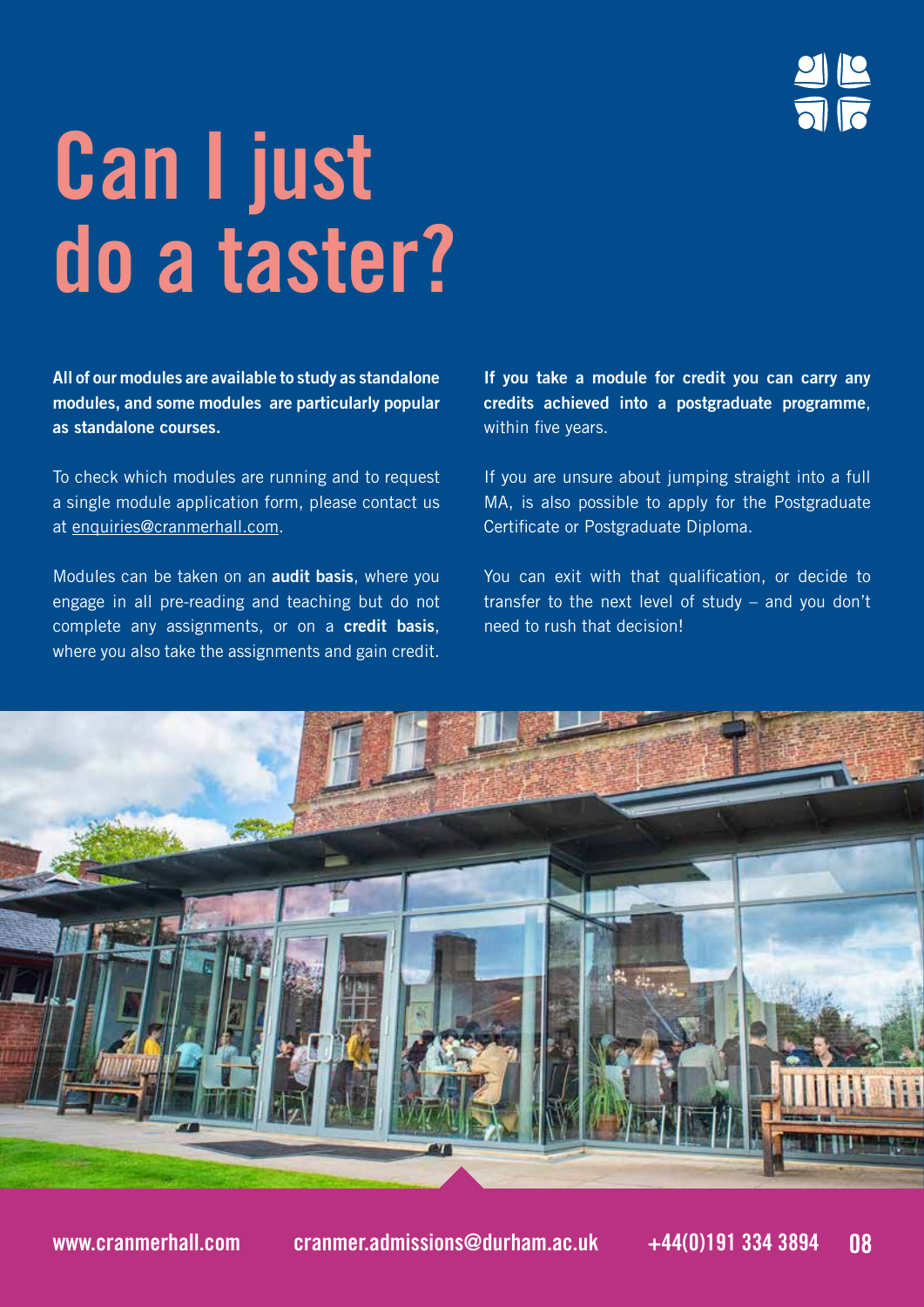# Can I just do a taster?

**All of our modules are available to study as standalone modules, and some modules are particularly popular as standalone courses.**

To check which modules are running and to request a single module application form, please contact us at enquiries@cranmerhall.com.

Modules can be taken on an **audit basis**, where you engage in all pre-reading and teaching but do not complete any assignments, or on a **credit basis**, where you also take the assignments and gain credit.

**If you take a module for credit you can carry any credits achieved into a postgraduate programme**, within five years.

If you are unsure about jumping straight into a full MA, is also possible to apply for the Postgraduate Certificate or Postgraduate Diploma.

You can exit with that qualification, or decide to transfer to the next level of study – and you don't need to rush that decision!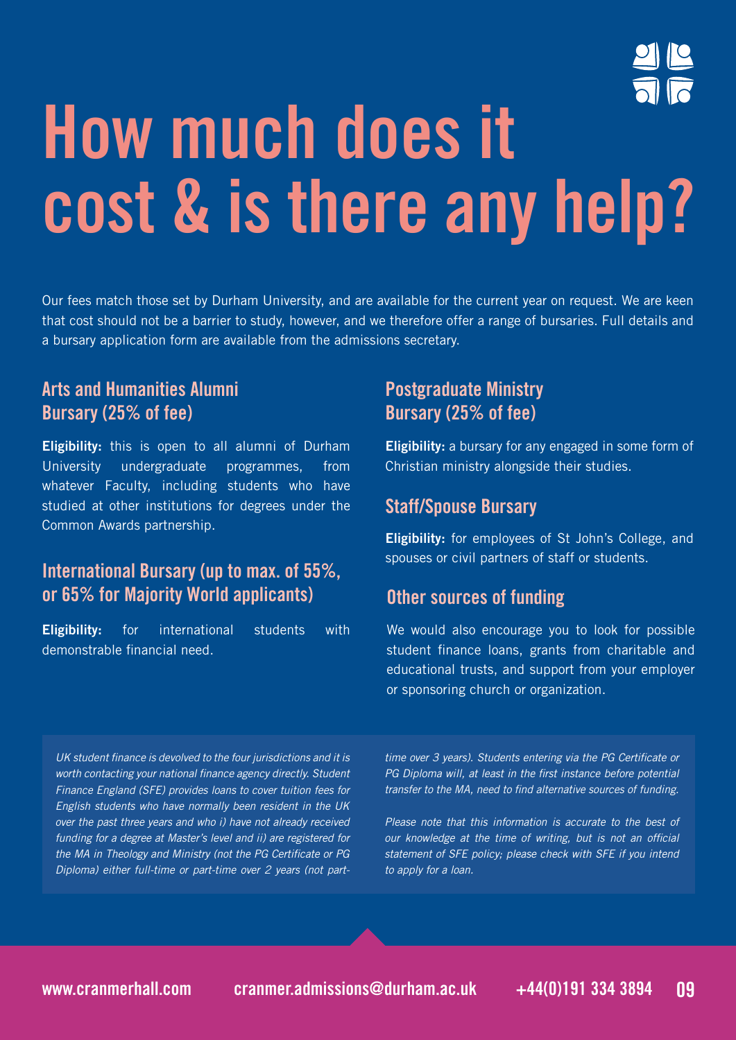# How much does it cost & is there any help?

Our fees match those set by Durham University, and are available for the current year on request. We are keen that cost should not be a barrier to study, however, and we therefore offer a range of bursaries. Full details and a bursary application form are available from the admissions secretary.

## Arts and Humanities Alumni Bursary (25% of fee)

**Eligibility:** this is open to all alumni of Durham University undergraduate programmes, from whatever Faculty, including students who have studied at other institutions for degrees under the Common Awards partnership.

## International Bursary (up to max. of 55%, or 65% for Majority World applicants)

**Eligibility:** for international students with demonstrable financial need.

## Postgraduate Ministry Bursary (25% of fee)

**Eligibility:** a bursary for any engaged in some form of Christian ministry alongside their studies.

## Staff/Spouse Bursary

**Eligibility:** for employees of St John's College, and spouses or civil partners of staff or students.

## Other sources of funding

We would also encourage you to look for possible student finance loans, grants from charitable and educational trusts, and support from your employer or sponsoring church or organization.

*UK student finance is devolved to the four jurisdictions and it is worth contacting your national finance agency directly. Student Finance England (SFE) provides loans to cover tuition fees for English students who have normally been resident in the UK over the past three years and who i) have not already received funding for a degree at Master's level and ii) are registered for the MA in Theology and Ministry (not the PG Certificate or PG Diploma) either full-time or part-time over 2 years (not part-time over 3 years). Students entering via the PG Certificate or PG Diploma will, at least in the first instance before potential transfer to the MA, need to find alternative sources of funding.*

*Please note that this information is accurate to the best of our knowledge at the time of writing, but is not an official statement of SFE policy; please check with SFE if you intend to apply for a loan.*

www.cranmerhall.com cranmer.admissions@durham.ac.uk +44(0)191 334 3894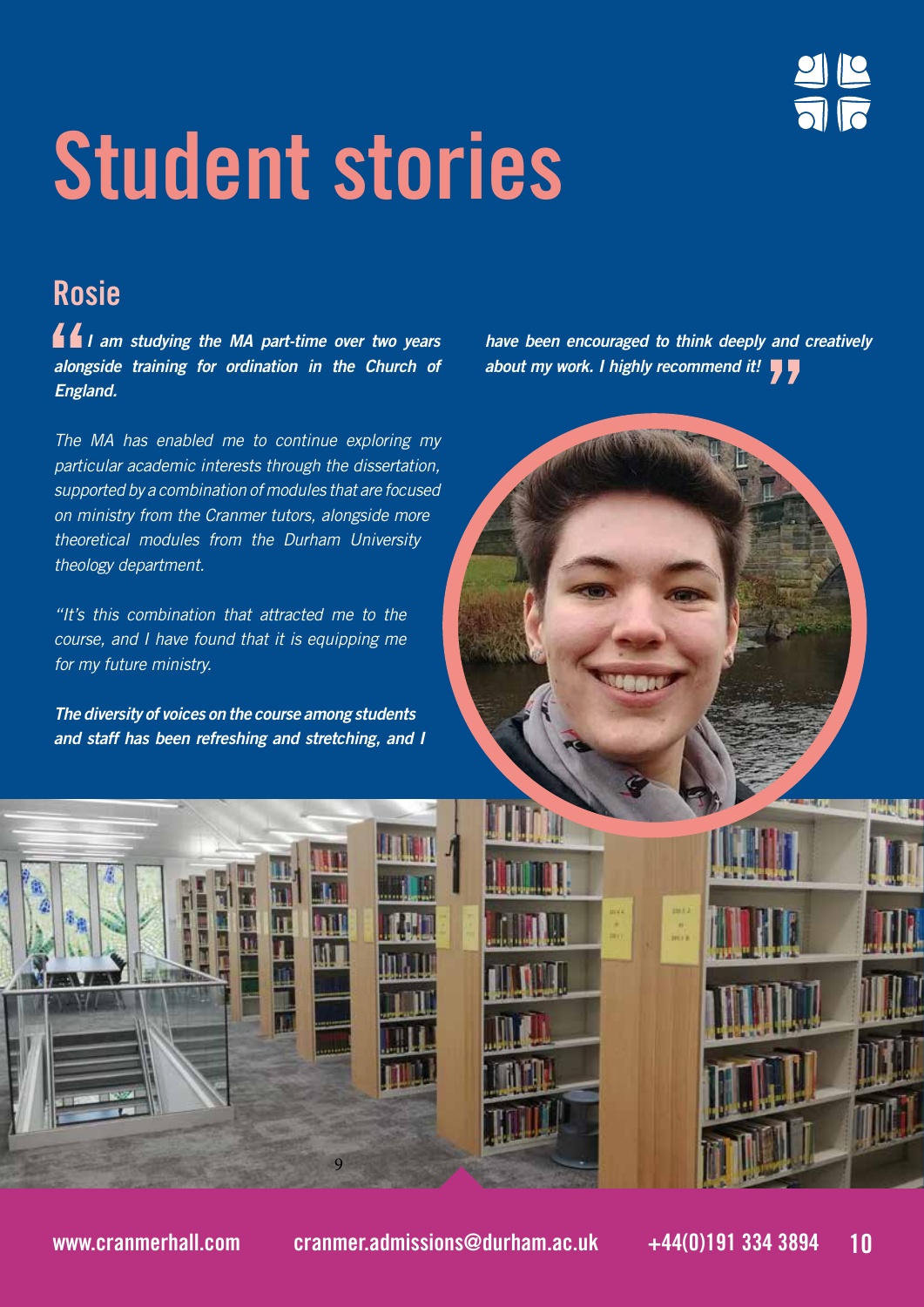# Student stories

## Rosie

***"I am studying the MA part-time over two years alongside training for ordination in the Church of England.***

*The MA has enabled me to continue exploring my particular academic interests through the dissertation, supported by a combination of modules that are focused on ministry from the Cranmer tutors, alongside more theoretical modules from the Durham University theology department.*

*"It's this combination that attracted me to the course, and I have found that it is equipping me for my future ministry.*

***The diversity of voices on the course among students and staff has been refreshing and stretching, and I have been encouraged to think deeply and creatively about my work. I highly recommend it!"***

www.cranmerhall.com cranmer.admissions@durham.ac.uk +44(0)191 334 3894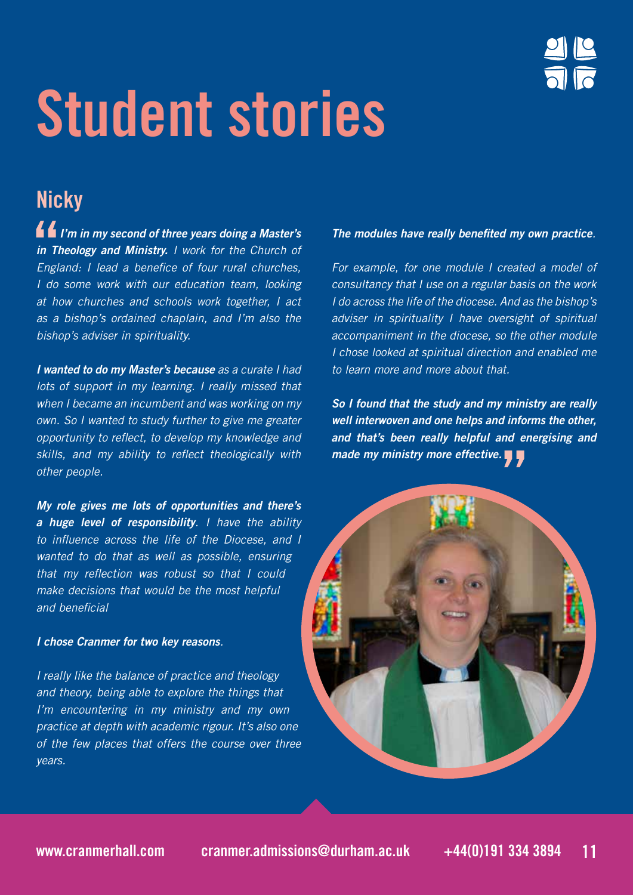# Student stories

## Nicky

***"I'm in my second of three years doing a Master's in Theology and Ministry.*** *I work for the Church of England: I lead a benefice of four rural churches, I do some work with our education team, looking at how churches and schools work together, I act as a bishop's ordained chaplain, and I'm also the bishop's adviser in spirituality.*

***I wanted to do my Master's because*** *as a curate I had lots of support in my learning. I really missed that when I became an incumbent and was working on my own. So I wanted to study further to give me greater opportunity to reflect, to develop my knowledge and skills, and my ability to reflect theologically with other people.*

***My role gives me lots of opportunities and there's a huge level of responsibility****. I have the ability to influence across the life of the Diocese, and I wanted to do that as well as possible, ensuring that my reflection was robust so that I could make decisions that would be the most helpful and beneficial*

***I chose Cranmer for two key reasons****.*

*I really like the balance of practice and theology and theory, being able to explore the things that I'm encountering in my ministry and my own practice at depth with academic rigour. It's also one of the few places that offers the course over three years.*

***The modules have really benefited my own practice****.*

*For example, for one module I created a model of consultancy that I use on a regular basis on the work I do across the life of the diocese. And as the bishop's adviser in spirituality I have oversight of spiritual accompaniment in the diocese, so the other module I chose looked at spiritual direction and enabled me to learn more and more about that.*

***So I found that the study and my ministry are really well interwoven and one helps and informs the other, and that's been really helpful and energising and made my ministry more effective."***

www.cranmerhall.com cranmer.admissions@durham.ac.uk +44(0)191 334 3894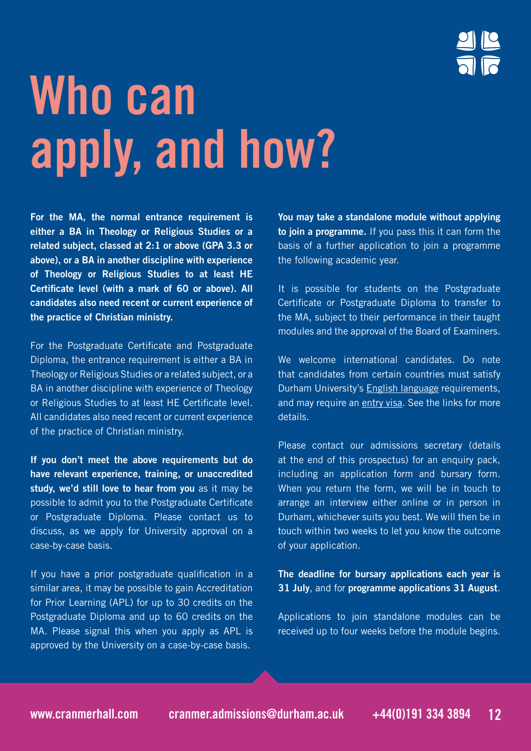# Who can apply, and how?

**For the MA, the normal entrance requirement is either a BA in Theology or Religious Studies or a related subject, classed at 2:1 or above (GPA 3.3 or above), or a BA in another discipline with experience of Theology or Religious Studies to at least HE Certificate level (with a mark of 60 or above). All candidates also need recent or current experience of the practice of Christian ministry.**

For the Postgraduate Certificate and Postgraduate Diploma, the entrance requirement is either a BA in Theology or Religious Studies or a related subject, or a BA in another discipline with experience of Theology or Religious Studies to at least HE Certificate level. All candidates also need recent or current experience of the practice of Christian ministry.

**If you don't meet the above requirements but do have relevant experience, training, or unaccredited study, we'd still love to hear from you** as it may be possible to admit you to the Postgraduate Certificate or Postgraduate Diploma. Please contact us to discuss, as we apply for University approval on a case-by-case basis.

If you have a prior postgraduate qualification in a similar area, it may be possible to gain Accreditation for Prior Learning (APL) for up to 30 credits on the Postgraduate Diploma and up to 60 credits on the MA. Please signal this when you apply as APL is approved by the University on a case-by-case basis.

**You may take a standalone module without applying to join a programme.** If you pass this it can form the basis of a further application to join a programme the following academic year.

It is possible for students on the Postgraduate Certificate or Postgraduate Diploma to transfer to the MA, subject to their performance in their taught modules and the approval of the Board of Examiners.

We welcome international candidates. Do note that candidates from certain countries must satisfy Durham University's English language requirements, and may require an entry visa. See the links for more details.

Please contact our admissions secretary (details at the end of this prospectus) for an enquiry pack, including an application form and bursary form. When you return the form, we will be in touch to arrange an interview either online or in person in Durham, whichever suits you best. We will then be in touch within two weeks to let you know the outcome of your application.

**The deadline for bursary applications each year is 31 July**, and for **programme applications 31 August**.

Applications to join standalone modules can be received up to four weeks before the module begins.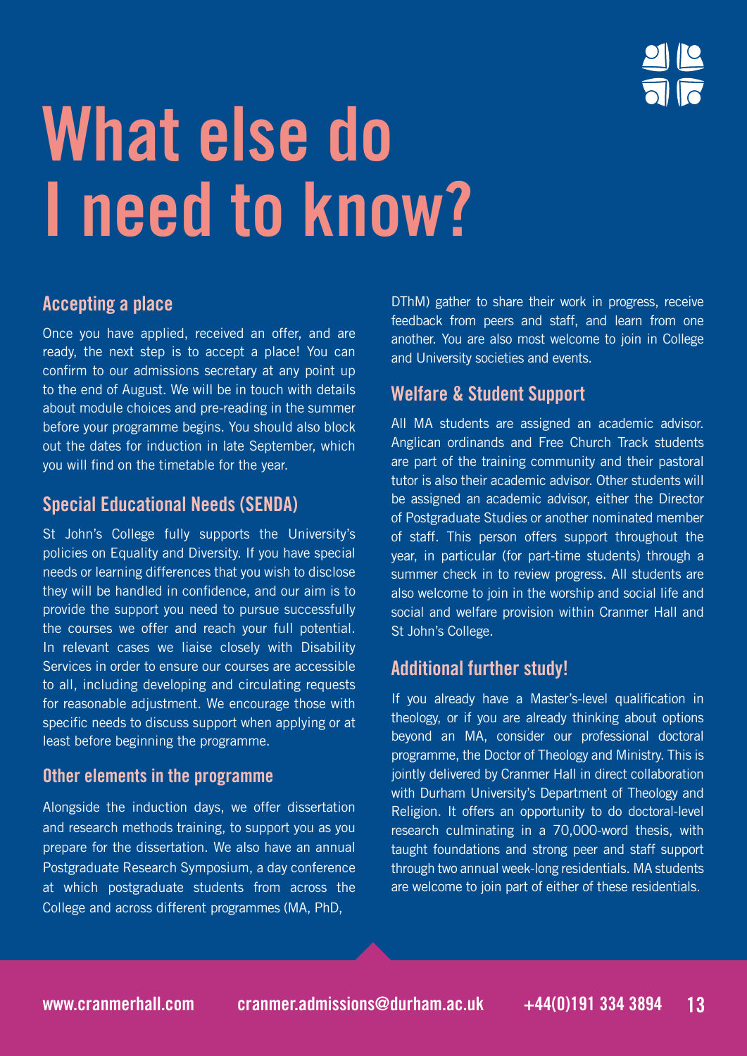# What else do I need to know?

## Accepting a place

Once you have applied, received an offer, and are ready, the next step is to accept a place! You can confirm to our admissions secretary at any point up to the end of August. We will be in touch with details about module choices and pre-reading in the summer before your programme begins. You should also block out the dates for induction in late September, which you will find on the timetable for the year.

## Special Educational Needs (SENDA)

St John's College fully supports the University's policies on Equality and Diversity. If you have special needs or learning differences that you wish to disclose they will be handled in confidence, and our aim is to provide the support you need to pursue successfully the courses we offer and reach your full potential. In relevant cases we liaise closely with Disability Services in order to ensure our courses are accessible to all, including developing and circulating requests for reasonable adjustment. We encourage those with specific needs to discuss support when applying or at least before beginning the programme.

## Other elements in the programme

Alongside the induction days, we offer dissertation and research methods training, to support you as you prepare for the dissertation. We also have an annual Postgraduate Research Symposium, a day conference at which postgraduate students from across the College and across different programmes (MA, PhD, DThM) gather to share their work in progress, receive feedback from peers and staff, and learn from one another. You are also most welcome to join in College and University societies and events.

## Welfare & Student Support

All MA students are assigned an academic advisor. Anglican ordinands and Free Church Track students are part of the training community and their pastoral tutor is also their academic advisor. Other students will be assigned an academic advisor, either the Director of Postgraduate Studies or another nominated member of staff. This person offers support throughout the year, in particular (for part-time students) through a summer check in to review progress. All students are also welcome to join in the worship and social life and social and welfare provision within Cranmer Hall and St John's College.

## Additional further study!

If you already have a Master's-level qualification in theology, or if you are already thinking about options beyond an MA, consider our professional doctoral programme, the Doctor of Theology and Ministry. This is jointly delivered by Cranmer Hall in direct collaboration with Durham University's Department of Theology and Religion. It offers an opportunity to do doctoral-level research culminating in a 70,000-word thesis, with taught foundations and strong peer and staff support through two annual week-long residentials. MA students are welcome to join part of either of these residentials.

www.cranmerhall.com cranmer.admissions@durham.ac.uk +44(0)191 334 3894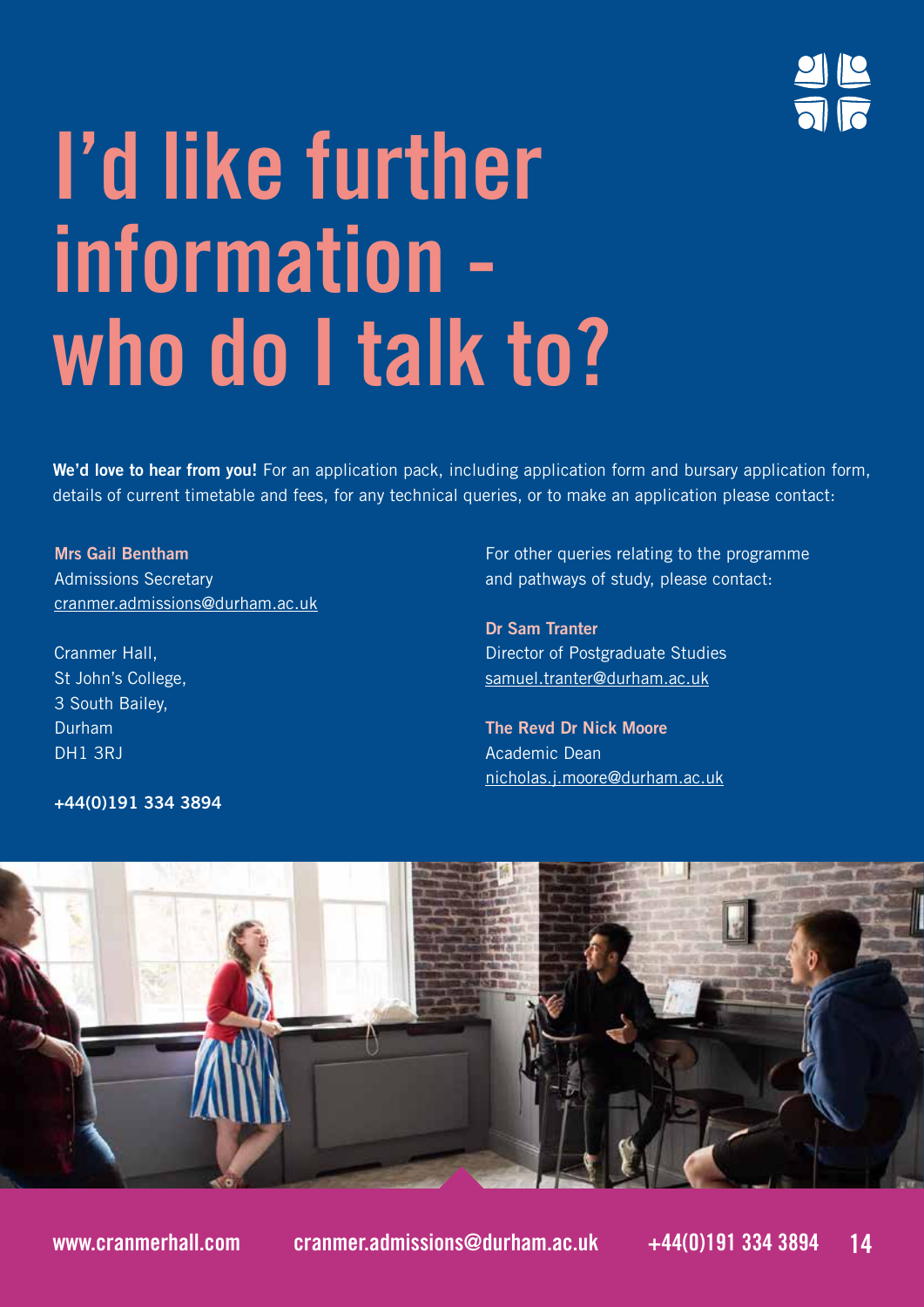# I'd like further information - who do I talk to?

**We'd love to hear from you!** For an application pack, including application form and bursary application form, details of current timetable and fees, for any technical queries, or to make an application please contact:

**Mrs Gail Bentham**
Admissions Secretary
cranmer.admissions@durham.ac.uk

Cranmer Hall,
St John's College,
3 South Bailey,
Durham
DH1 3RJ

**+44(0)191 334 3894**

For other queries relating to the programme and pathways of study, please contact:

**Dr Sam Tranter**
Director of Postgraduate Studies
samuel.tranter@durham.ac.uk

**The Revd Dr Nick Moore**
Academic Dean
nicholas.j.moore@durham.ac.uk

www.cranmerhall.com cranmer.admissions@durham.ac.uk +44(0)191 334 3894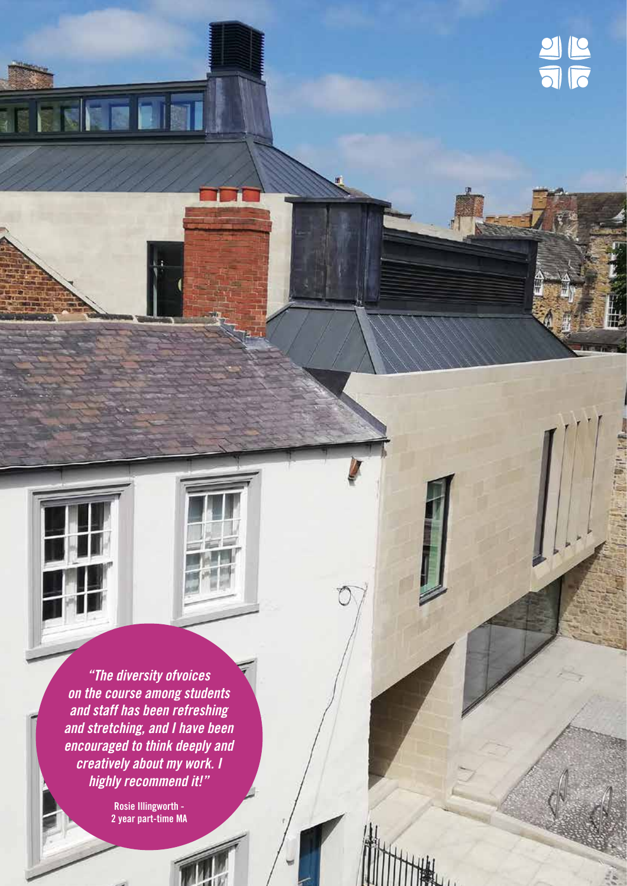*"The diversity ofvoices on the course among students and staff has been refreshing and stretching, and I have been encouraged to think deeply and creatively about my work. I highly recommend it!"*

**Rosie Illingworth - 2 year part-time MA**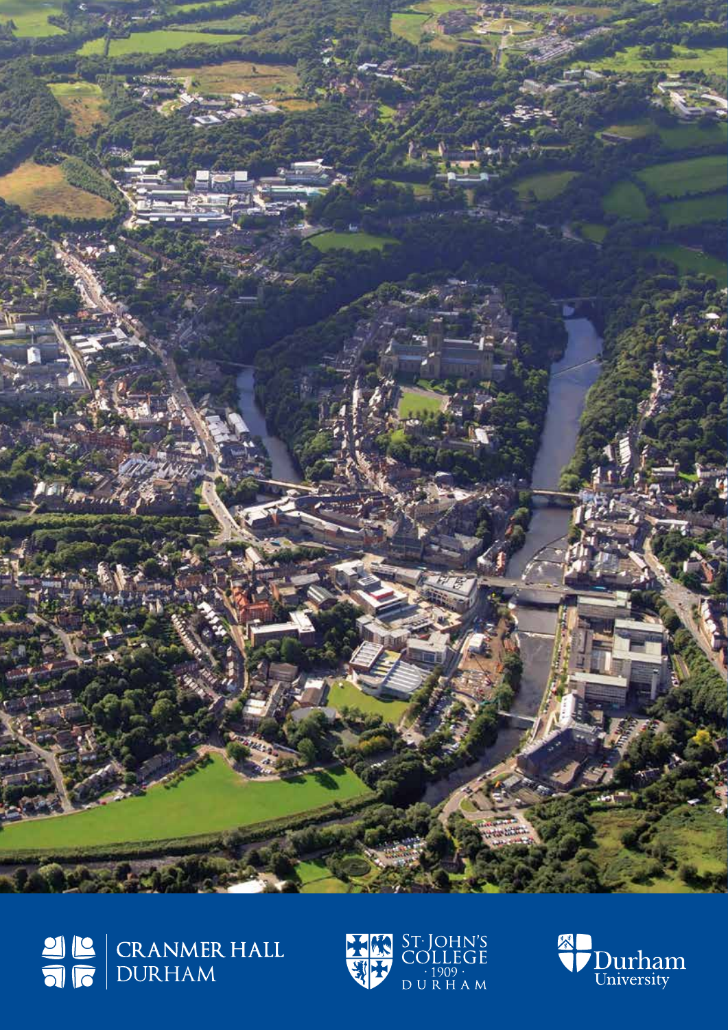CRANMER HALL DURHAM

ST·JOHN'S COLLEGE · 1909 · DURHAM

Durham University